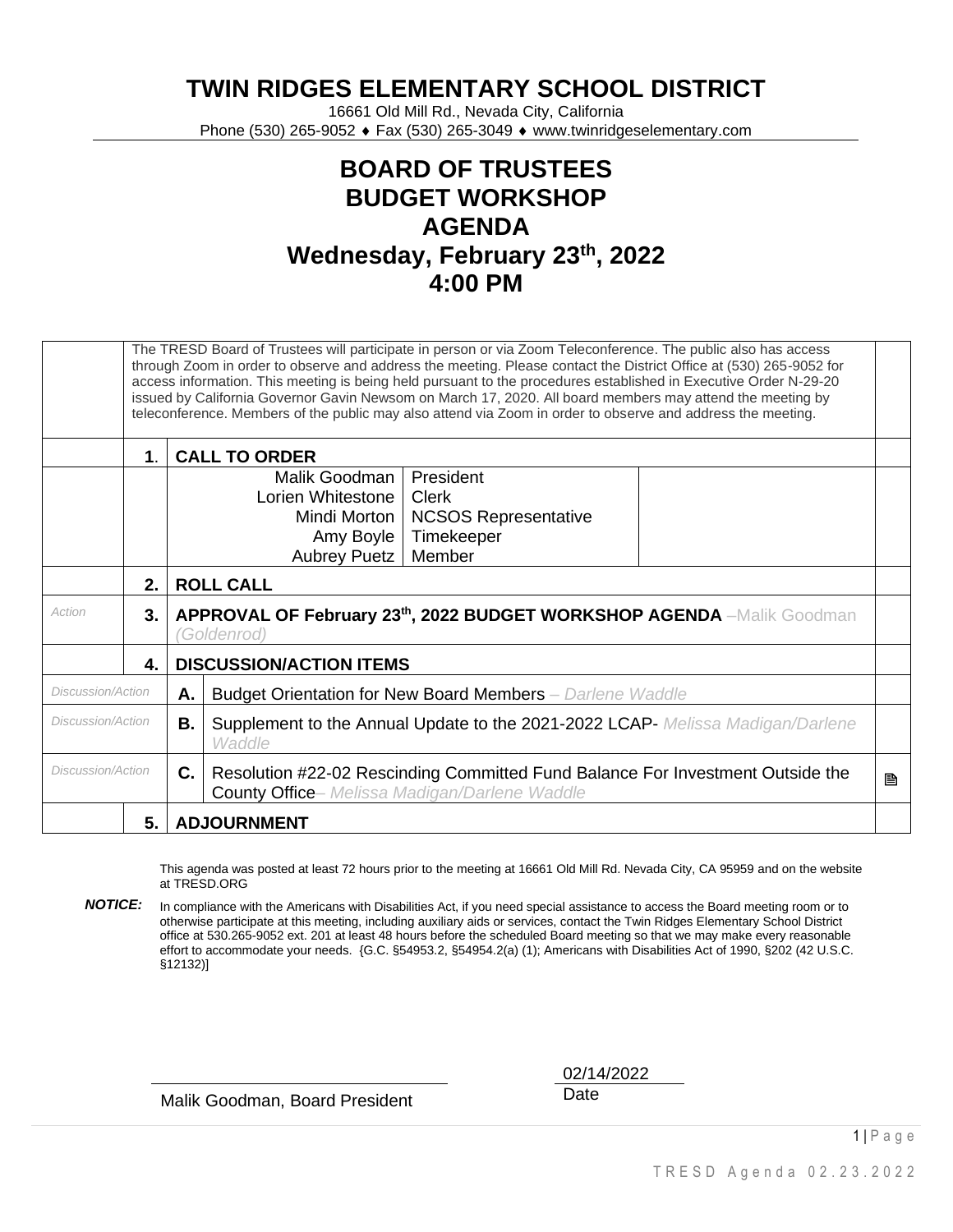# TWIN RIDGES ELEMENTARY SCHOOL DISTRICT

16661 Old Mill Rd., Nevada City, California
Phone (530) 265-9052 ♦ Fax (530) 265-3049 ♦ www.twinridgeselementary.com

## BOARD OF TRUSTEES
## BUDGET WORKSHOP
## AGENDA
## Wednesday, February 23th, 2022
## 4:00 PM

| | | | | |
|---|---|---|---|---|
| | The TRESD Board of Trustees will participate in person or via Zoom Teleconference. The public also has access through Zoom in order to observe and address the meeting. Please contact the District Office at (530) 265-9052 for access information. This meeting is being held pursuant to the procedures established in Executive Order N-29-20 issued by California Governor Gavin Newsom on March 17, 2020. All board members may attend the meeting by teleconference. Members of the public may also attend via Zoom in order to observe and address the meeting. | | | |
| | **1.** | **CALL TO ORDER** | | |
| | | Malik Goodman | President | |
| | | Lorien Whitestone | Clerk | |
| | | Mindi Morton | NCSOS Representative | |
| | | Amy Boyle | Timekeeper | |
| | | Aubrey Puetz | Member | |
| | **2.** | **ROLL CALL** | | |
| *Action* | **3.** | **APPROVAL OF February 23th, 2022 BUDGET WORKSHOP AGENDA** –Malik Goodman *(Goldenrod)* | | |
| | **4.** | **DISCUSSION/ACTION ITEMS** | | |
| *Discussion/Action* | **A.** | Budget Orientation for New Board Members – *Darlene Waddle* | | |
| *Discussion/Action* | **B.** | Supplement to the Annual Update to the 2021-2022 LCAP- *Melissa Madigan/Darlene Waddle* | | |
| *Discussion/Action* | **C.** | Resolution #22-02 Rescinding Committed Fund Balance For Investment Outside the County Office– *Melissa Madigan/Darlene Waddle* | | 🖹 |
| | **5.** | **ADJOURNMENT** | | |

This agenda was posted at least 72 hours prior to the meeting at 16661 Old Mill Rd. Nevada City, CA 95959 and on the website at TRESD.ORG

***NOTICE:*** In compliance with the Americans with Disabilities Act, if you need special assistance to access the Board meeting room or to otherwise participate at this meeting, including auxiliary aids or services, contact the Twin Ridges Elementary School District office at 530.265-9052 ext. 201 at least 48 hours before the scheduled Board meeting so that we may make every reasonable effort to accommodate your needs. {G.C. §54953.2, §54954.2(a) (1); Americans with Disabilities Act of 1990, §202 (42 U.S.C. §12132)]

Malik Goodman, Board President

02/14/2022
Date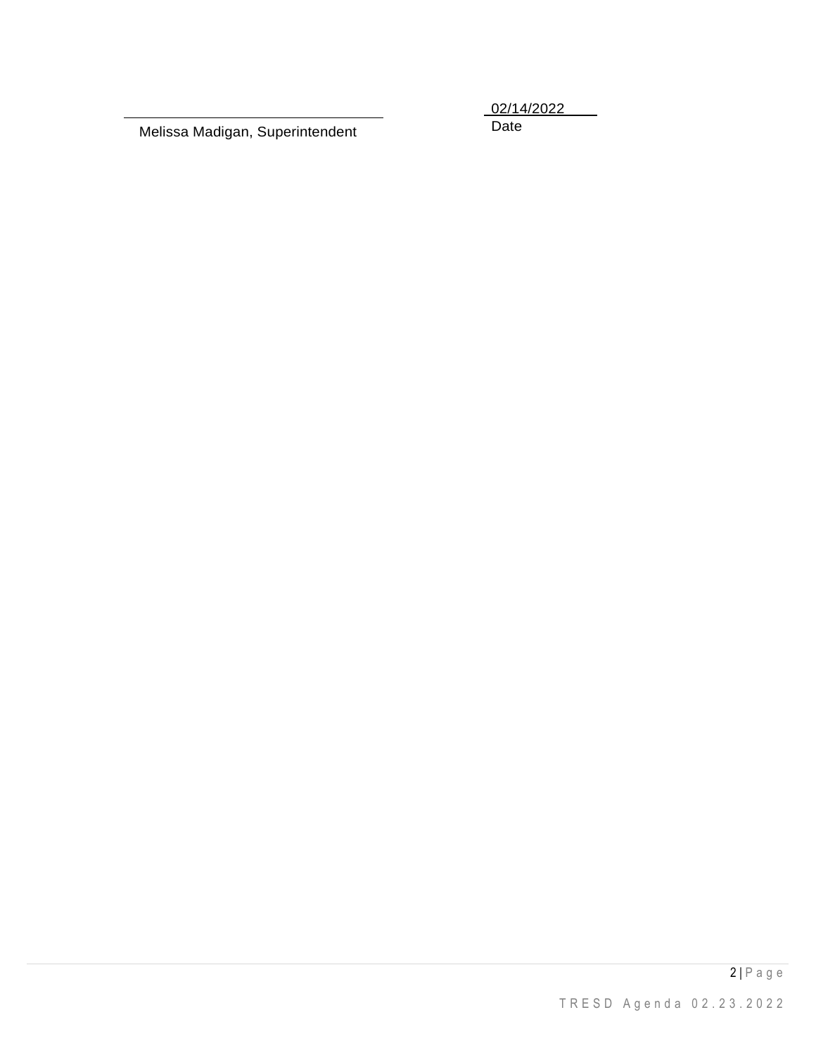\_\_\_\_\_\_\_\_\_\_\_\_\_\_\_\_\_\_\_\_\_\_\_\_\_\_\_\_\_\_\_\_\_\_\_\_\_\_
Melissa Madigan, Superintendent

02/14/2022
Date